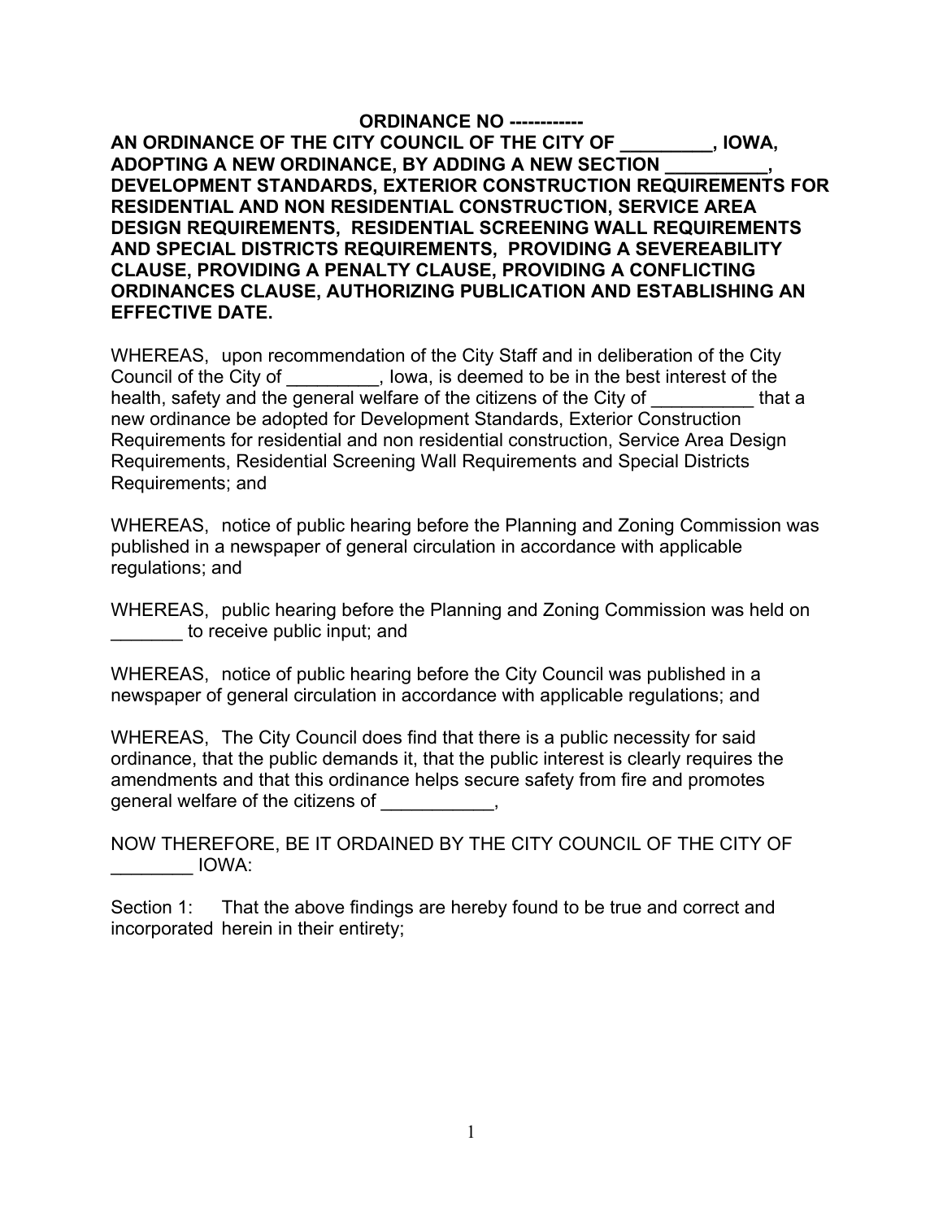**ORDINANCE NO ------------**

**AN ORDINANCE OF THE CITY COUNCIL OF THE CITY OF _________, IOWA, ADOPTING A NEW ORDINANCE, BY ADDING A NEW SECTION __________, DEVELOPMENT STANDARDS, EXTERIOR CONSTRUCTION REQUIREMENTS FOR RESIDENTIAL AND NON RESIDENTIAL CONSTRUCTION, SERVICE AREA DESIGN REQUIREMENTS, RESIDENTIAL SCREENING WALL REQUIREMENTS AND SPECIAL DISTRICTS REQUIREMENTS, PROVIDING A SEVEREABILITY CLAUSE, PROVIDING A PENALTY CLAUSE, PROVIDING A CONFLICTING ORDINANCES CLAUSE, AUTHORIZING PUBLICATION AND ESTABLISHING AN EFFECTIVE DATE.**

WHEREAS, upon recommendation of the City Staff and in deliberation of the City Council of the City of _________, Iowa, is deemed to be in the best interest of the health, safety and the general welfare of the citizens of the City of __________ that a new ordinance be adopted for Development Standards, Exterior Construction Requirements for residential and non residential construction, Service Area Design Requirements, Residential Screening Wall Requirements and Special Districts Requirements; and

WHEREAS, notice of public hearing before the Planning and Zoning Commission was published in a newspaper of general circulation in accordance with applicable regulations; and

WHEREAS, public hearing before the Planning and Zoning Commission was held on _______ to receive public input; and

WHEREAS, notice of public hearing before the City Council was published in a newspaper of general circulation in accordance with applicable regulations; and

WHEREAS, The City Council does find that there is a public necessity for said ordinance, that the public demands it, that the public interest is clearly requires the amendments and that this ordinance helps secure safety from fire and promotes general welfare of the citizens of ___________,

NOW THEREFORE, BE IT ORDAINED BY THE CITY COUNCIL OF THE CITY OF ________ IOWA:

Section 1: That the above findings are hereby found to be true and correct and incorporated herein in their entirety;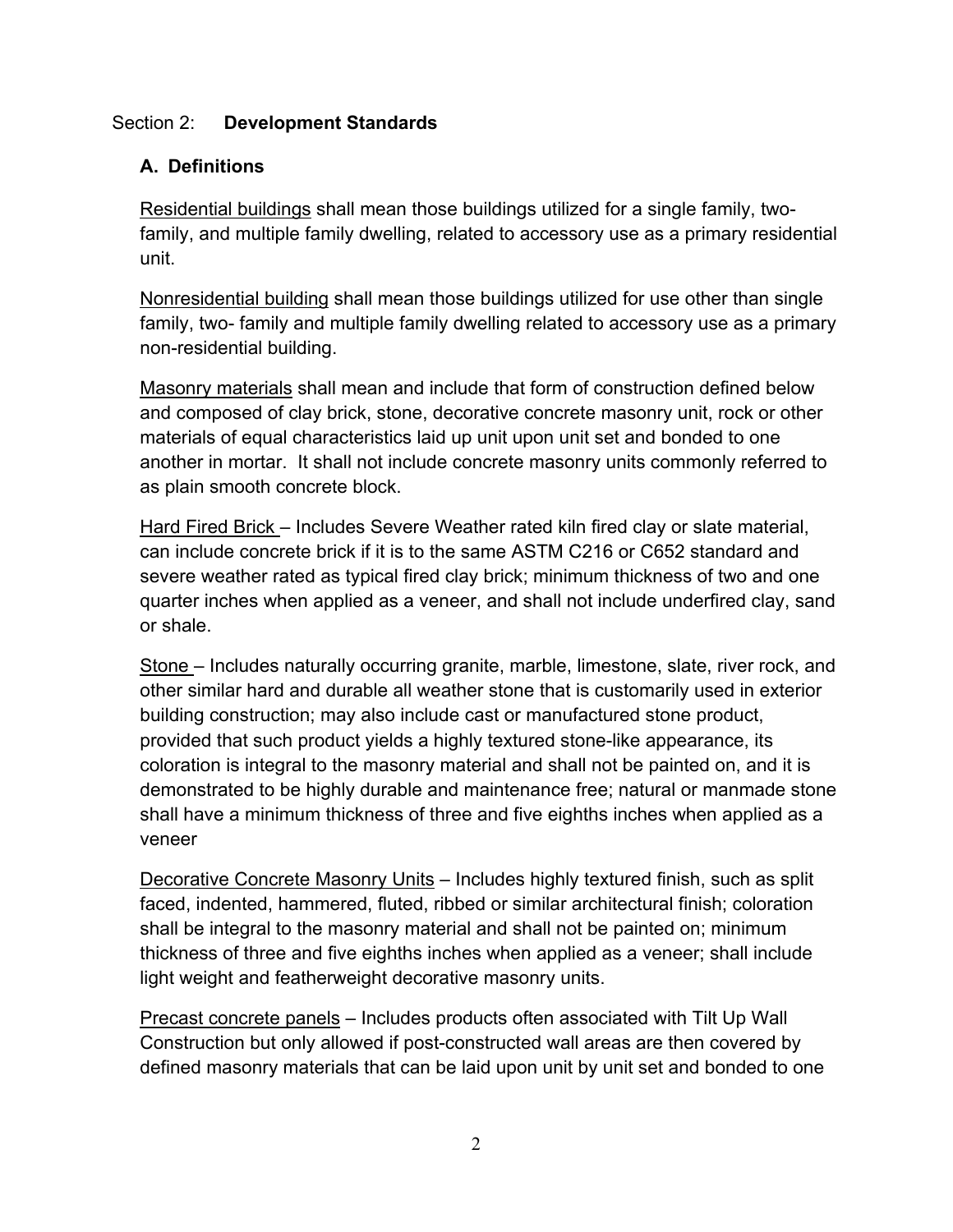Section 2: **Development Standards**

### A. Definitions

<u>Residential buildings</u> shall mean those buildings utilized for a single family, two-family, and multiple family dwelling, related to accessory use as a primary residential unit.

<u>Nonresidential building</u> shall mean those buildings utilized for use other than single family, two- family and multiple family dwelling related to accessory use as a primary non-residential building.

<u>Masonry materials</u> shall mean and include that form of construction defined below and composed of clay brick, stone, decorative concrete masonry unit, rock or other materials of equal characteristics laid up unit upon unit set and bonded to one another in mortar. It shall not include concrete masonry units commonly referred to as plain smooth concrete block.

<u>Hard Fired Brick</u> – Includes Severe Weather rated kiln fired clay or slate material, can include concrete brick if it is to the same ASTM C216 or C652 standard and severe weather rated as typical fired clay brick; minimum thickness of two and one quarter inches when applied as a veneer, and shall not include underfired clay, sand or shale.

<u>Stone</u> – Includes naturally occurring granite, marble, limestone, slate, river rock, and other similar hard and durable all weather stone that is customarily used in exterior building construction; may also include cast or manufactured stone product, provided that such product yields a highly textured stone-like appearance, its coloration is integral to the masonry material and shall not be painted on, and it is demonstrated to be highly durable and maintenance free; natural or manmade stone shall have a minimum thickness of three and five eighths inches when applied as a veneer

<u>Decorative Concrete Masonry Units</u> – Includes highly textured finish, such as split faced, indented, hammered, fluted, ribbed or similar architectural finish; coloration shall be integral to the masonry material and shall not be painted on; minimum thickness of three and five eighths inches when applied as a veneer; shall include light weight and featherweight decorative masonry units.

<u>Precast concrete panels</u> – Includes products often associated with Tilt Up Wall Construction but only allowed if post-constructed wall areas are then covered by defined masonry materials that can be laid upon unit by unit set and bonded to one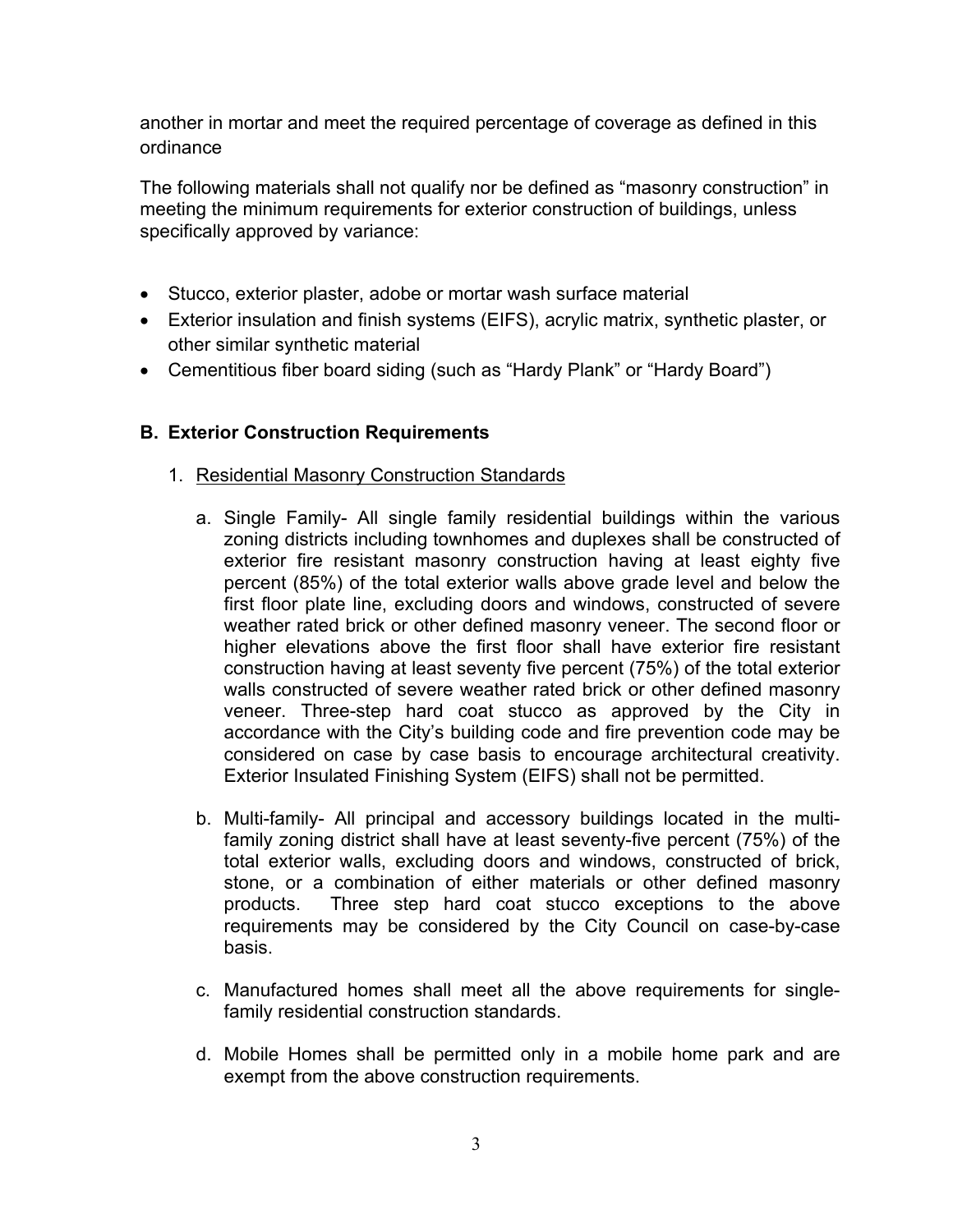another in mortar and meet the required percentage of coverage as defined in this ordinance

The following materials shall not qualify nor be defined as "masonry construction" in meeting the minimum requirements for exterior construction of buildings, unless specifically approved by variance:

- Stucco, exterior plaster, adobe or mortar wash surface material
- Exterior insulation and finish systems (EIFS), acrylic matrix, synthetic plaster, or other similar synthetic material
- Cementitious fiber board siding (such as "Hardy Plank" or "Hardy Board")

### B. Exterior Construction Requirements

1. <u>Residential Masonry Construction Standards</u>

   a. Single Family- All single family residential buildings within the various zoning districts including townhomes and duplexes shall be constructed of exterior fire resistant masonry construction having at least eighty five percent (85%) of the total exterior walls above grade level and below the first floor plate line, excluding doors and windows, constructed of severe weather rated brick or other defined masonry veneer. The second floor or higher elevations above the first floor shall have exterior fire resistant construction having at least seventy five percent (75%) of the total exterior walls constructed of severe weather rated brick or other defined masonry veneer. Three-step hard coat stucco as approved by the City in accordance with the City's building code and fire prevention code may be considered on case by case basis to encourage architectural creativity. Exterior Insulated Finishing System (EIFS) shall not be permitted.

   b. Multi-family- All principal and accessory buildings located in the multi-family zoning district shall have at least seventy-five percent (75%) of the total exterior walls, excluding doors and windows, constructed of brick, stone, or a combination of either materials or other defined masonry products. Three step hard coat stucco exceptions to the above requirements may be considered by the City Council on case-by-case basis.

   c. Manufactured homes shall meet all the above requirements for single-family residential construction standards.

   d. Mobile Homes shall be permitted only in a mobile home park and are exempt from the above construction requirements.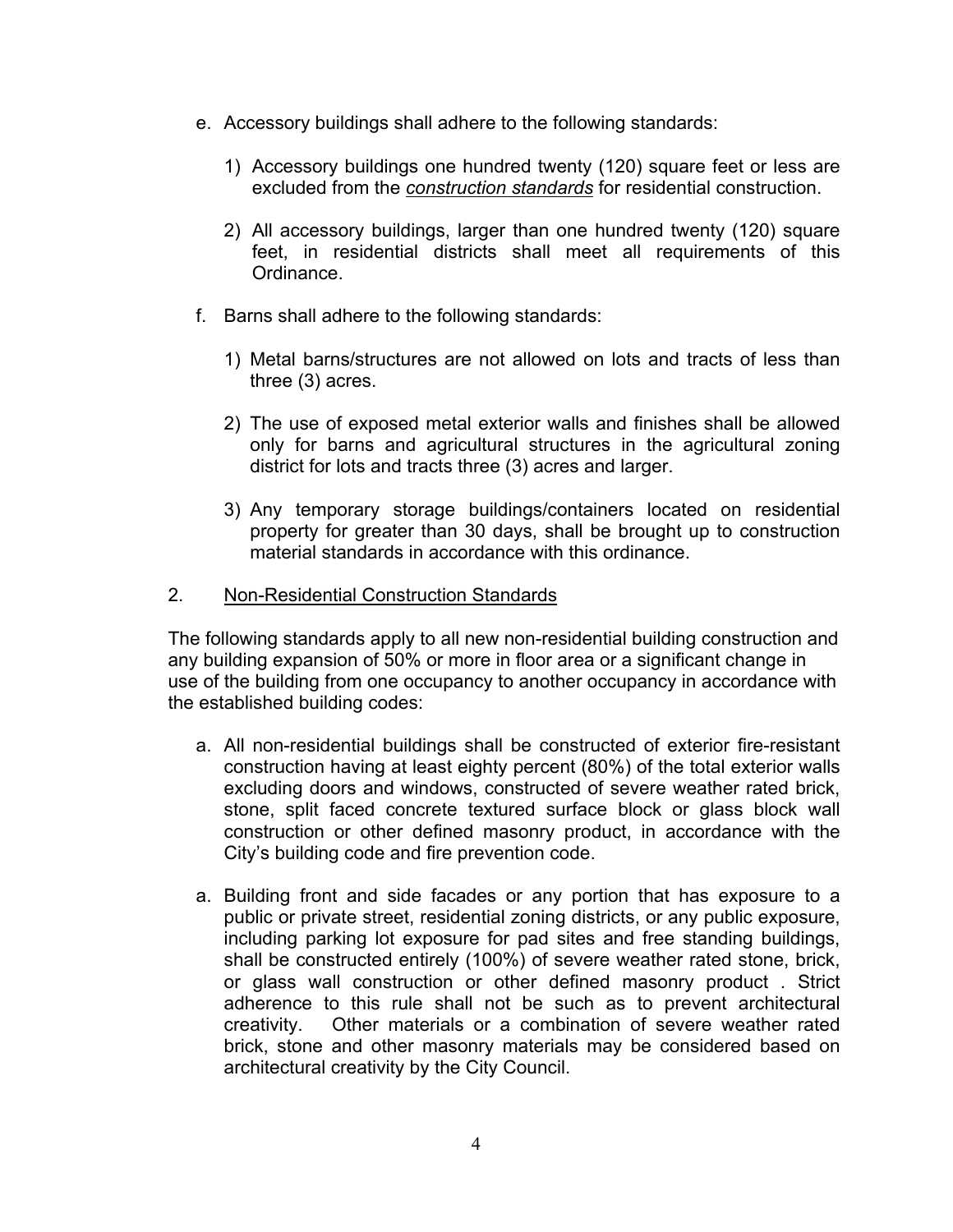e. Accessory buildings shall adhere to the following standards:

   1) Accessory buildings one hundred twenty (120) square feet or less are excluded from the ***construction standards*** for residential construction.

   2) All accessory buildings, larger than one hundred twenty (120) square feet, in residential districts shall meet all requirements of this Ordinance.

f. Barns shall adhere to the following standards:

   1) Metal barns/structures are not allowed on lots and tracts of less than three (3) acres.

   2) The use of exposed metal exterior walls and finishes shall be allowed only for barns and agricultural structures in the agricultural zoning district for lots and tracts three (3) acres and larger.

   3) Any temporary storage buildings/containers located on residential property for greater than 30 days, shall be brought up to construction material standards in accordance with this ordinance.

2. <u>Non-Residential Construction Standards</u>

The following standards apply to all new non-residential building construction and any building expansion of 50% or more in floor area or a significant change in use of the building from one occupancy to another occupancy in accordance with the established building codes:

a. All non-residential buildings shall be constructed of exterior fire-resistant construction having at least eighty percent (80%) of the total exterior walls excluding doors and windows, constructed of severe weather rated brick, stone, split faced concrete textured surface block or glass block wall construction or other defined masonry product, in accordance with the City's building code and fire prevention code.

a. Building front and side facades or any portion that has exposure to a public or private street, residential zoning districts, or any public exposure, including parking lot exposure for pad sites and free standing buildings, shall be constructed entirely (100%) of severe weather rated stone, brick, or glass wall construction or other defined masonry product . Strict adherence to this rule shall not be such as to prevent architectural creativity. Other materials or a combination of severe weather rated brick, stone and other masonry materials may be considered based on architectural creativity by the City Council.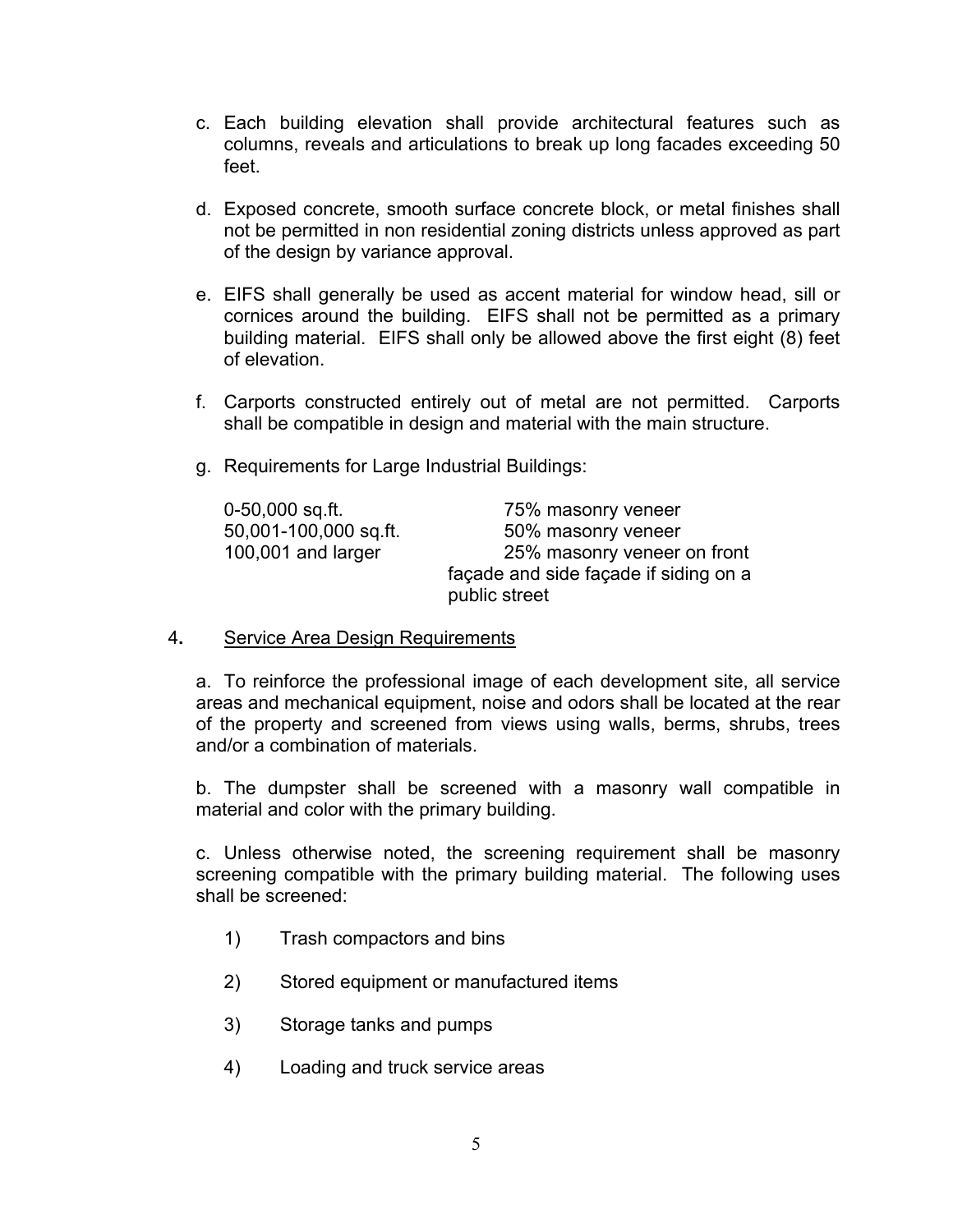c. Each building elevation shall provide architectural features such as columns, reveals and articulations to break up long facades exceeding 50 feet.

d. Exposed concrete, smooth surface concrete block, or metal finishes shall not be permitted in non residential zoning districts unless approved as part of the design by variance approval.

e. EIFS shall generally be used as accent material for window head, sill or cornices around the building. EIFS shall not be permitted as a primary building material. EIFS shall only be allowed above the first eight (8) feet of elevation.

f. Carports constructed entirely out of metal are not permitted. Carports shall be compatible in design and material with the main structure.

g. Requirements for Large Industrial Buildings:

| | |
|---|---|
| 0-50,000 sq.ft. | 75% masonry veneer |
| 50,001-100,000 sq.ft. | 50% masonry veneer |
| 100,001 and larger | 25% masonry veneer on front façade and side façade if siding on a public street |

4. <u>Service Area Design Requirements</u>

a. To reinforce the professional image of each development site, all service areas and mechanical equipment, noise and odors shall be located at the rear of the property and screened from views using walls, berms, shrubs, trees and/or a combination of materials.

b. The dumpster shall be screened with a masonry wall compatible in material and color with the primary building.

c. Unless otherwise noted, the screening requirement shall be masonry screening compatible with the primary building material. The following uses shall be screened:

1) Trash compactors and bins

2) Stored equipment or manufactured items

3) Storage tanks and pumps

4) Loading and truck service areas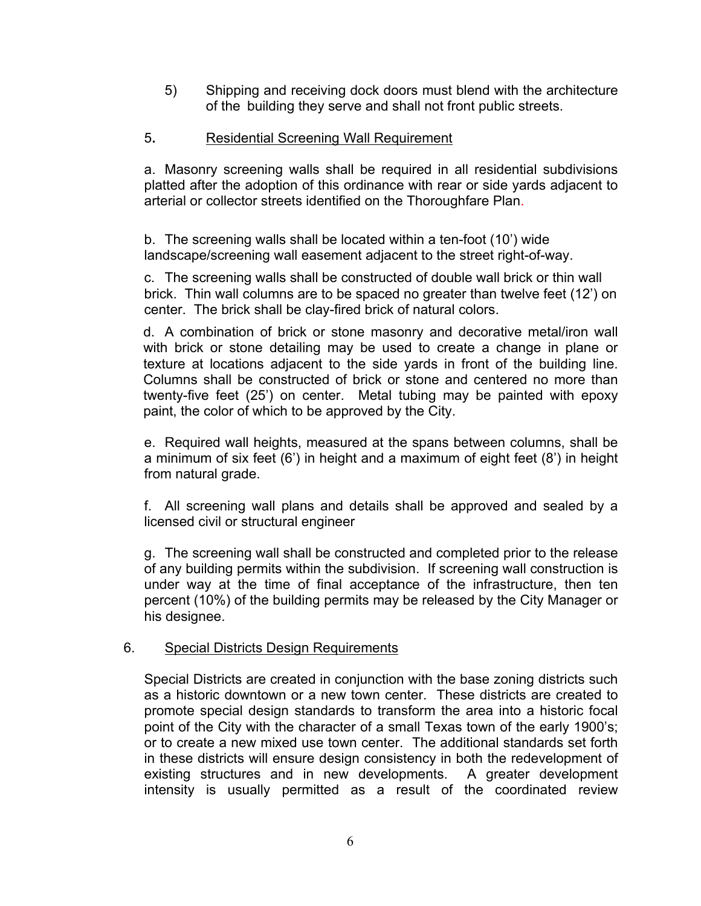5) Shipping and receiving dock doors must blend with the architecture of the building they serve and shall not front public streets.

5. <u>Residential Screening Wall Requirement</u>

a. Masonry screening walls shall be required in all residential subdivisions platted after the adoption of this ordinance with rear or side yards adjacent to arterial or collector streets identified on the Thoroughfare Plan.

b. The screening walls shall be located within a ten-foot (10') wide landscape/screening wall easement adjacent to the street right-of-way.

c. The screening walls shall be constructed of double wall brick or thin wall brick. Thin wall columns are to be spaced no greater than twelve feet (12') on center. The brick shall be clay-fired brick of natural colors.

d. A combination of brick or stone masonry and decorative metal/iron wall with brick or stone detailing may be used to create a change in plane or texture at locations adjacent to the side yards in front of the building line. Columns shall be constructed of brick or stone and centered no more than twenty-five feet (25') on center. Metal tubing may be painted with epoxy paint, the color of which to be approved by the City.

e. Required wall heights, measured at the spans between columns, shall be a minimum of six feet (6') in height and a maximum of eight feet (8') in height from natural grade.

f. All screening wall plans and details shall be approved and sealed by a licensed civil or structural engineer

g. The screening wall shall be constructed and completed prior to the release of any building permits within the subdivision. If screening wall construction is under way at the time of final acceptance of the infrastructure, then ten percent (10%) of the building permits may be released by the City Manager or his designee.

6. <u>Special Districts Design Requirements</u>

Special Districts are created in conjunction with the base zoning districts such as a historic downtown or a new town center. These districts are created to promote special design standards to transform the area into a historic focal point of the City with the character of a small Texas town of the early 1900's; or to create a new mixed use town center. The additional standards set forth in these districts will ensure design consistency in both the redevelopment of existing structures and in new developments. A greater development intensity is usually permitted as a result of the coordinated review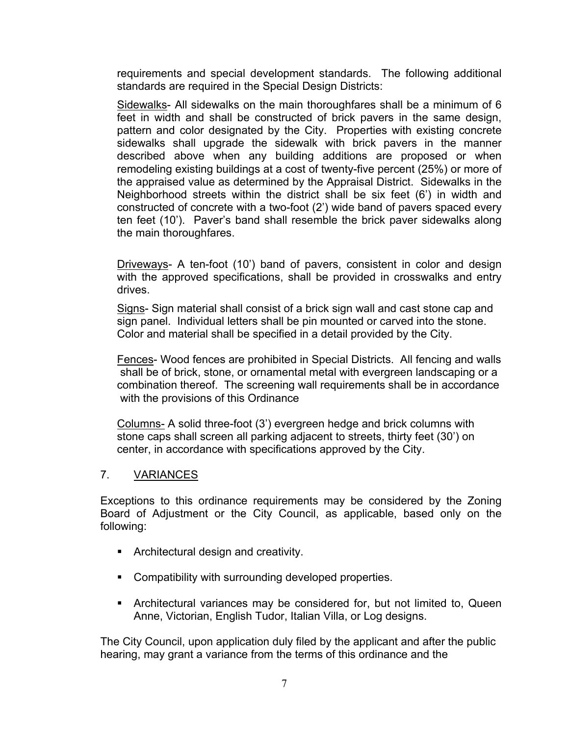requirements and special development standards. The following additional standards are required in the Special Design Districts:

<u>Sidewalks</u>- All sidewalks on the main thoroughfares shall be a minimum of 6 feet in width and shall be constructed of brick pavers in the same design, pattern and color designated by the City. Properties with existing concrete sidewalks shall upgrade the sidewalk with brick pavers in the manner described above when any building additions are proposed or when remodeling existing buildings at a cost of twenty-five percent (25%) or more of the appraised value as determined by the Appraisal District. Sidewalks in the Neighborhood streets within the district shall be six feet (6') in width and constructed of concrete with a two-foot (2') wide band of pavers spaced every ten feet (10'). Paver's band shall resemble the brick paver sidewalks along the main thoroughfares.

<u>Driveways</u>- A ten-foot (10') band of pavers, consistent in color and design with the approved specifications, shall be provided in crosswalks and entry drives.

<u>Signs</u>- Sign material shall consist of a brick sign wall and cast stone cap and sign panel. Individual letters shall be pin mounted or carved into the stone. Color and material shall be specified in a detail provided by the City.

<u>Fences</u>- Wood fences are prohibited in Special Districts. All fencing and walls shall be of brick, stone, or ornamental metal with evergreen landscaping or a combination thereof. The screening wall requirements shall be in accordance with the provisions of this Ordinance

<u>Columns-</u> A solid three-foot (3') evergreen hedge and brick columns with stone caps shall screen all parking adjacent to streets, thirty feet (30') on center, in accordance with specifications approved by the City.

## 7. <u>VARIANCES</u>

Exceptions to this ordinance requirements may be considered by the Zoning Board of Adjustment or the City Council, as applicable, based only on the following:

- Architectural design and creativity.
- Compatibility with surrounding developed properties.
- Architectural variances may be considered for, but not limited to, Queen Anne, Victorian, English Tudor, Italian Villa, or Log designs.

The City Council, upon application duly filed by the applicant and after the public hearing, may grant a variance from the terms of this ordinance and the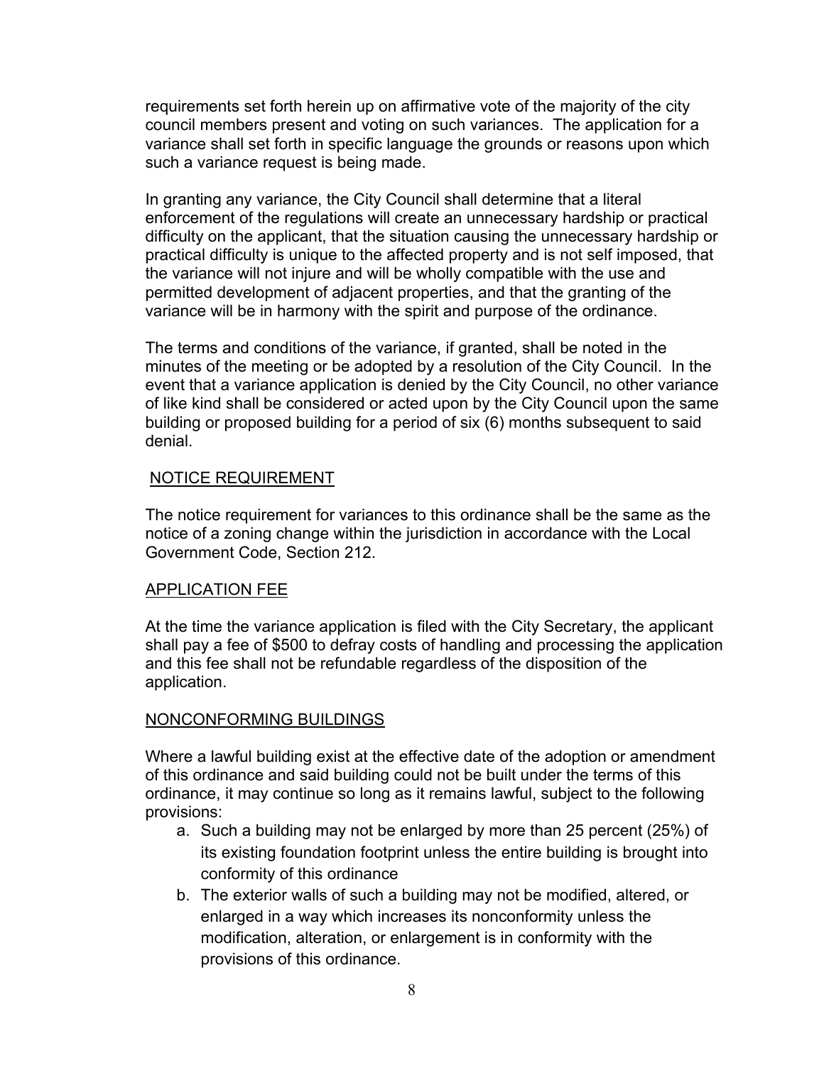requirements set forth herein up on affirmative vote of the majority of the city council members present and voting on such variances. The application for a variance shall set forth in specific language the grounds or reasons upon which such a variance request is being made.

In granting any variance, the City Council shall determine that a literal enforcement of the regulations will create an unnecessary hardship or practical difficulty on the applicant, that the situation causing the unnecessary hardship or practical difficulty is unique to the affected property and is not self imposed, that the variance will not injure and will be wholly compatible with the use and permitted development of adjacent properties, and that the granting of the variance will be in harmony with the spirit and purpose of the ordinance.

The terms and conditions of the variance, if granted, shall be noted in the minutes of the meeting or be adopted by a resolution of the City Council. In the event that a variance application is denied by the City Council, no other variance of like kind shall be considered or acted upon by the City Council upon the same building or proposed building for a period of six (6) months subsequent to said denial.

## NOTICE REQUIREMENT

The notice requirement for variances to this ordinance shall be the same as the notice of a zoning change within the jurisdiction in accordance with the Local Government Code, Section 212.

## APPLICATION FEE

At the time the variance application is filed with the City Secretary, the applicant shall pay a fee of $500 to defray costs of handling and processing the application and this fee shall not be refundable regardless of the disposition of the application.

## NONCONFORMING BUILDINGS

Where a lawful building exist at the effective date of the adoption or amendment of this ordinance and said building could not be built under the terms of this ordinance, it may continue so long as it remains lawful, subject to the following provisions:

a. Such a building may not be enlarged by more than 25 percent (25%) of its existing foundation footprint unless the entire building is brought into conformity of this ordinance
b. The exterior walls of such a building may not be modified, altered, or enlarged in a way which increases its nonconformity unless the modification, alteration, or enlargement is in conformity with the provisions of this ordinance.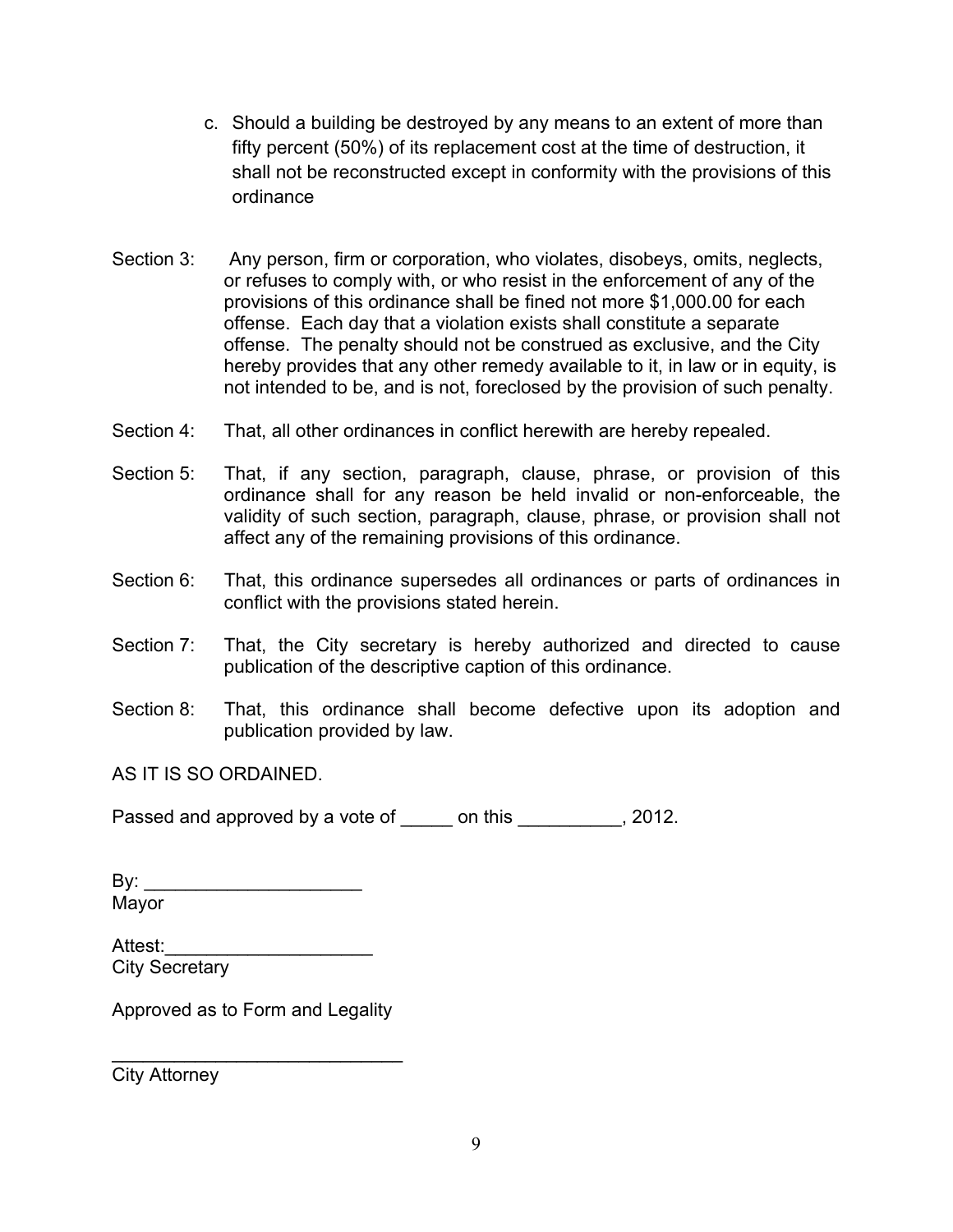c. Should a building be destroyed by any means to an extent of more than fifty percent (50%) of its replacement cost at the time of destruction, it shall not be reconstructed except in conformity with the provisions of this ordinance

Section 3: Any person, firm or corporation, who violates, disobeys, omits, neglects, or refuses to comply with, or who resist in the enforcement of any of the provisions of this ordinance shall be fined not more $1,000.00 for each offense. Each day that a violation exists shall constitute a separate offense. The penalty should not be construed as exclusive, and the City hereby provides that any other remedy available to it, in law or in equity, is not intended to be, and is not, foreclosed by the provision of such penalty.

Section 4: That, all other ordinances in conflict herewith are hereby repealed.

Section 5: That, if any section, paragraph, clause, phrase, or provision of this ordinance shall for any reason be held invalid or non-enforceable, the validity of such section, paragraph, clause, phrase, or provision shall not affect any of the remaining provisions of this ordinance.

Section 6: That, this ordinance supersedes all ordinances or parts of ordinances in conflict with the provisions stated herein.

Section 7: That, the City secretary is hereby authorized and directed to cause publication of the descriptive caption of this ordinance.

Section 8: That, this ordinance shall become defective upon its adoption and publication provided by law.

AS IT IS SO ORDAINED.

Passed and approved by a vote of _____ on this __________, 2012.

By: _____________________
Mayor

Attest:____________________
City Secretary

Approved as to Form and Legality

____________________________
City Attorney